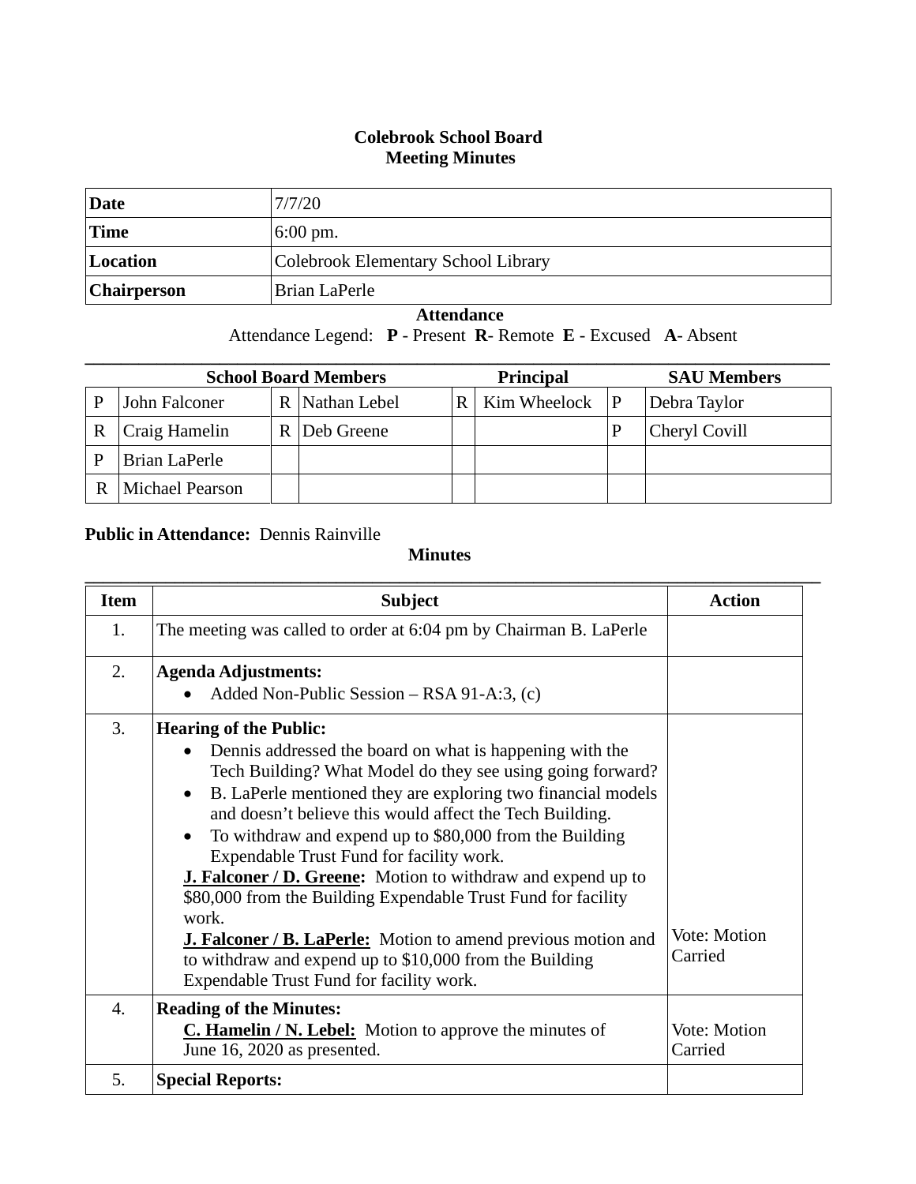# Colebrook School Board
## Meeting Minutes

| | |
|---|---|
| **Date** | 7/7/20 |
| **Time** | 6:00 pm. |
| **Location** | Colebrook Elementary School Library |
| **Chairperson** | Brian LaPerle |

**Attendance**

Attendance Legend: **P** - Present **R**- Remote **E** - Excused **A**- Absent

| **School Board Members** | | | | **Principal** | | **SAU Members** | |
|---|---|---|---|---|---|---|---|
| P | John Falconer | R | Nathan Lebel | R | Kim Wheelock | P | Debra Taylor |
| R | Craig Hamelin | R | Deb Greene | | | P | Cheryl Covill |
| P | Brian LaPerle | | | | | | |
| R | Michael Pearson | | | | | | |

**Public in Attendance:** Dennis Rainville

**Minutes**

| Item | Subject | Action |
|---|---|---|
| 1. | The meeting was called to order at 6:04 pm by Chairman B. LaPerle | |
| 2. | **Agenda Adjustments:**<br>• Added Non-Public Session – RSA 91-A:3, (c) | |
| 3. | **Hearing of the Public:**<br>• Dennis addressed the board on what is happening with the Tech Building? What Model do they see using going forward?<br>• B. LaPerle mentioned they are exploring two financial models and doesn't believe this would affect the Tech Building.<br>• To withdraw and expend up to $80,000 from the Building Expendable Trust Fund for facility work.<br>**J. Falconer / D. Greene:** Motion to withdraw and expend up to $80,000 from the Building Expendable Trust Fund for facility work.<br>**J. Falconer / B. LaPerle:** Motion to amend previous motion and to withdraw and expend up to $10,000 from the Building Expendable Trust Fund for facility work. | Vote: Motion Carried |
| 4. | **Reading of the Minutes:**<br>**C. Hamelin / N. Lebel:** Motion to approve the minutes of June 16, 2020 as presented. | Vote: Motion Carried |
| 5. | **Special Reports:** | |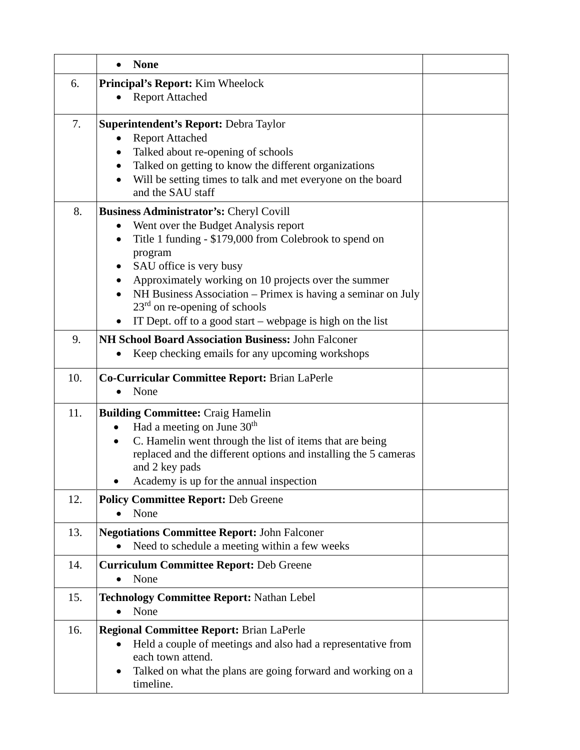| | | |
|---|---|---|
| | • **None** | |
| 6. | **Principal's Report:** Kim Wheelock<br>• Report Attached | |
| 7. | **Superintendent's Report:** Debra Taylor<br>• Report Attached<br>• Talked about re-opening of schools<br>• Talked on getting to know the different organizations<br>• Will be setting times to talk and met everyone on the board and the SAU staff | |
| 8. | **Business Administrator's:** Cheryl Covill<br>• Went over the Budget Analysis report<br>• Title 1 funding - $179,000 from Colebrook to spend on program<br>• SAU office is very busy<br>• Approximately working on 10 projects over the summer<br>• NH Business Association – Primex is having a seminar on July 23rd on re-opening of schools<br>• IT Dept. off to a good start – webpage is high on the list | |
| 9. | **NH School Board Association Business:** John Falconer<br>• Keep checking emails for any upcoming workshops | |
| 10. | **Co-Curricular Committee Report:** Brian LaPerle<br>• None | |
| 11. | **Building Committee:** Craig Hamelin<br>• Had a meeting on June 30th<br>• C. Hamelin went through the list of items that are being replaced and the different options and installing the 5 cameras and 2 key pads<br>• Academy is up for the annual inspection | |
| 12. | **Policy Committee Report:** Deb Greene<br>• None | |
| 13. | **Negotiations Committee Report:** John Falconer<br>• Need to schedule a meeting within a few weeks | |
| 14. | **Curriculum Committee Report:** Deb Greene<br>• None | |
| 15. | **Technology Committee Report:** Nathan Lebel<br>• None | |
| 16. | **Regional Committee Report:** Brian LaPerle<br>• Held a couple of meetings and also had a representative from each town attend.<br>• Talked on what the plans are going forward and working on a timeline. | |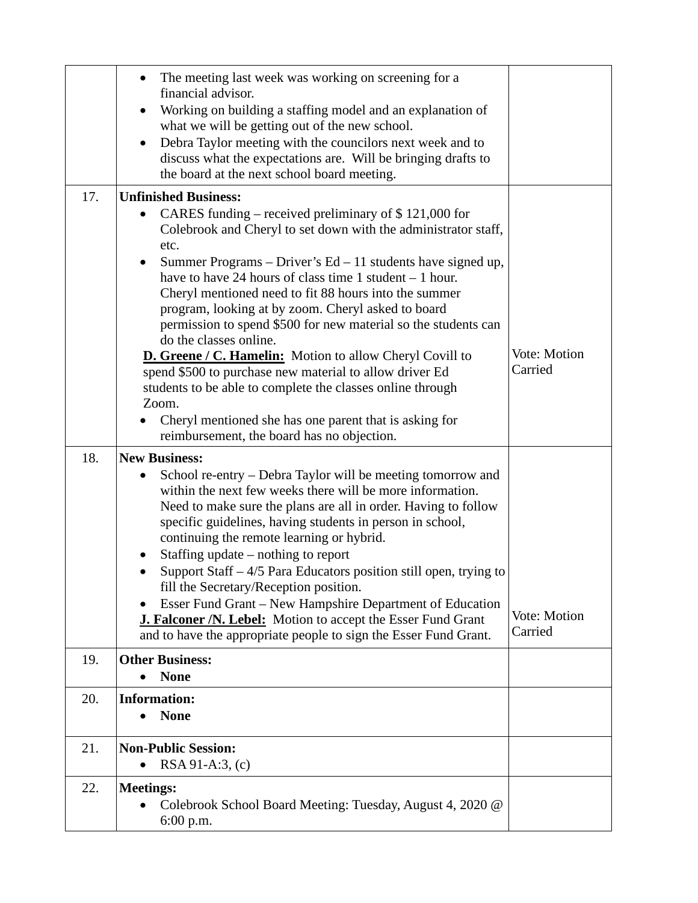| | | |
|---|---|---|
| | • The meeting last week was working on screening for a financial advisor.<br>• Working on building a staffing model and an explanation of what we will be getting out of the new school.<br>• Debra Taylor meeting with the councilors next week and to discuss what the expectations are. Will be bringing drafts to the board at the next school board meeting. | |
| 17. | **Unfinished Business:**<br>• CARES funding – received preliminary of $ 121,000 for Colebrook and Cheryl to set down with the administrator staff, etc.<br>• Summer Programs – Driver's Ed – 11 students have signed up, have to have 24 hours of class time 1 student – 1 hour. Cheryl mentioned need to fit 88 hours into the summer program, looking at by zoom. Cheryl asked to board permission to spend $500 for new material so the students can do the classes online.<br>**D. Greene / C. Hamelin:** Motion to allow Cheryl Covill to spend $500 to purchase new material to allow driver Ed students to be able to complete the classes online through Zoom.<br>• Cheryl mentioned she has one parent that is asking for reimbursement, the board has no objection. | Vote: Motion Carried |
| 18. | **New Business:**<br>• School re-entry – Debra Taylor will be meeting tomorrow and within the next few weeks there will be more information. Need to make sure the plans are all in order. Having to follow specific guidelines, having students in person in school, continuing the remote learning or hybrid.<br>• Staffing update – nothing to report<br>• Support Staff – 4/5 Para Educators position still open, trying to fill the Secretary/Reception position.<br>• Esser Fund Grant – New Hampshire Department of Education<br>**J. Falconer /N. Lebel:** Motion to accept the Esser Fund Grant and to have the appropriate people to sign the Esser Fund Grant. | Vote: Motion Carried |
| 19. | **Other Business:**<br>• **None** | |
| 20. | **Information:**<br>• **None** | |
| 21. | **Non-Public Session:**<br>• RSA 91-A:3, (c) | |
| 22. | **Meetings:**<br>• Colebrook School Board Meeting: Tuesday, August 4, 2020 @ 6:00 p.m. | |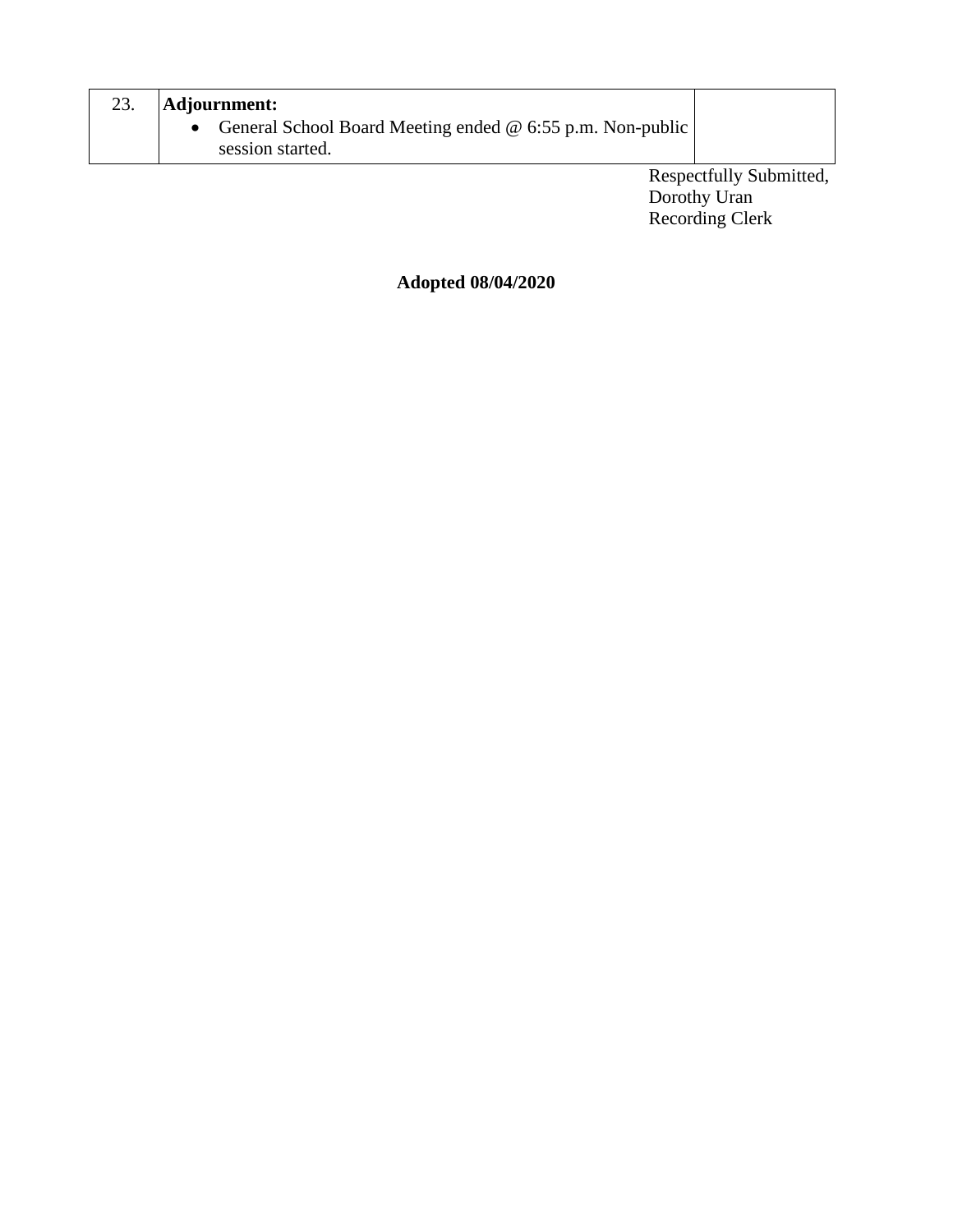| | | |
|---|---|---|
| 23. | **Adjournment:**<br>• General School Board Meeting ended @ 6:55 p.m. Non-public session started. | |

Respectfully Submitted,
Dorothy Uran
Recording Clerk

**Adopted 08/04/2020**